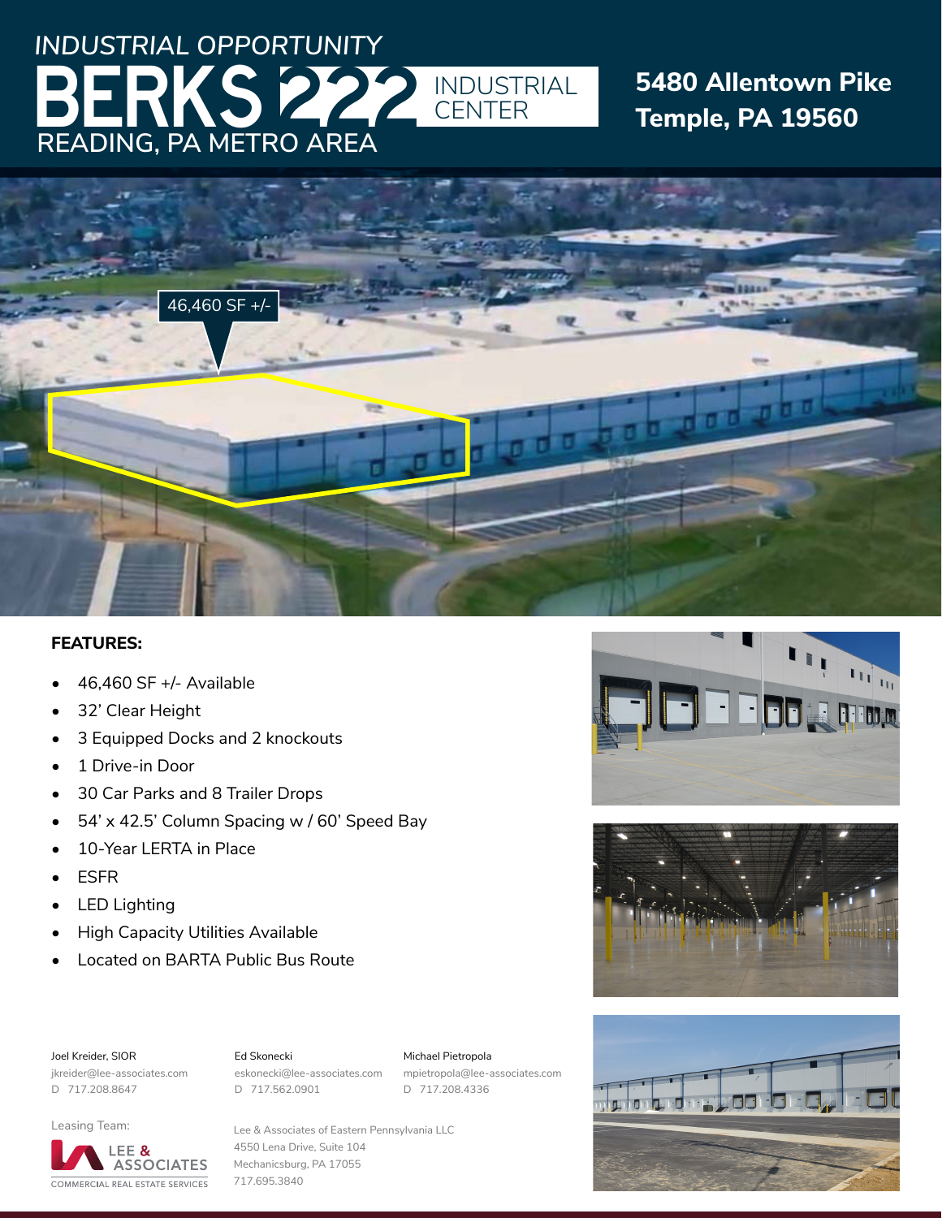*INDUSTRIAL OPPORTUNITY*

# BERKS 222 INDUSTRIAL CENTER

READING, PA METRO AREA

## 5480 Allentown Pike
## Temple, PA 19560

46,460 SF +/-

**FEATURES:**

- 46,460 SF +/- Available
- 32' Clear Height
- 3 Equipped Docks and 2 knockouts
- 1 Drive-in Door
- 30 Car Parks and 8 Trailer Drops
- 54' x 42.5' Column Spacing w / 60' Speed Bay
- 10-Year LERTA in Place
- ESFR
- LED Lighting
- High Capacity Utilities Available
- Located on BARTA Public Bus Route

Joel Kreider, SIOR
jkreider@lee-associates.com
D 717.208.8647

Ed Skonecki
eskonecki@lee-associates.com
D 717.562.0901

Michael Pietropola
mpietropola@lee-associates.com
D 717.208.4336

Leasing Team:

LEE & ASSOCIATES
COMMERCIAL REAL ESTATE SERVICES

Lee & Associates of Eastern Pennsylvania LLC
4550 Lena Drive, Suite 104
Mechanicsburg, PA 17055
717.695.3840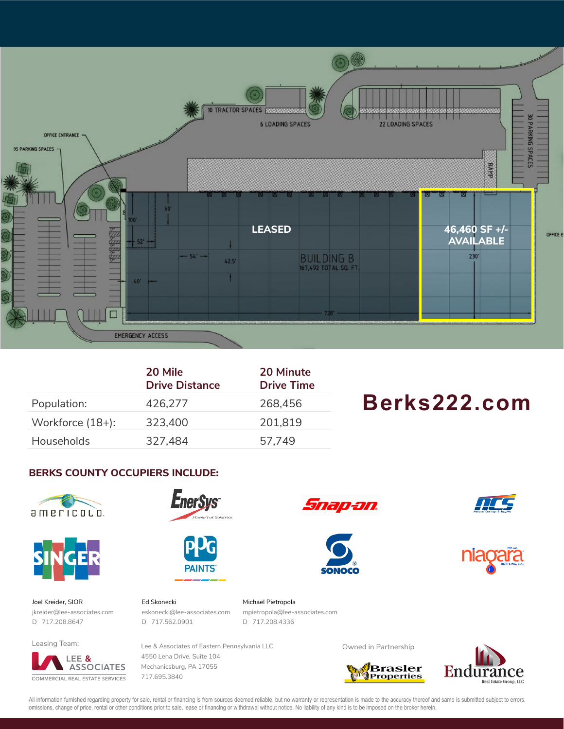10 TRACTOR SPACES

6 LOADING SPACES

22 LOADING SPACES

30 PARKING SPACES

OFFICE ENTRANCE

95 PARKING SPACES

RAMP

LEASED

46,460 SF +/-
AVAILABLE

BUILDING B
167,492 TOTAL SQ. FT.

EMERGENCY ACCESS

| | 20 Mile Drive Distance | 20 Minute Drive Time |
|---|---|---|
| Population: | 426,277 | 268,456 |
| Workforce (18+): | 323,400 | 201,819 |
| Households | 327,484 | 57,749 |

# Berks222.com

## BERKS COUNTY OCCUPIERS INCLUDE:

americold, EnerSys, Snap-on, NCS, SINGER, PPG PAINTS, SONOCO, niagara BOTTLING, LLC

Joel Kreider, SIOR
jkreider@lee-associates.com
D 717.208.8647

Ed Skonecki
eskonecki@lee-associates.com
D 717.562.0901

Michael Pietropola
mpietropola@lee-associates.com
D 717.208.4336

Leasing Team:

LEE & ASSOCIATES
COMMERCIAL REAL ESTATE SERVICES

Lee & Associates of Eastern Pennsylvania LLC
4550 Lena Drive, Suite 104
Mechanicsburg, PA 17055
717.695.3840

Owned in Partnership

Brasler Properties

Endurance Real Estate Group, LLC

All information furnished regarding property for sale, rental or financing is from sources deemed reliable, but no warranty or representation is made to the accuracy thereof and same is submitted subject to errors, omissions, change of price, rental or other conditions prior to sale, lease or financing or withdrawal without notice. No liability of any kind is to be imposed on the broker herein.